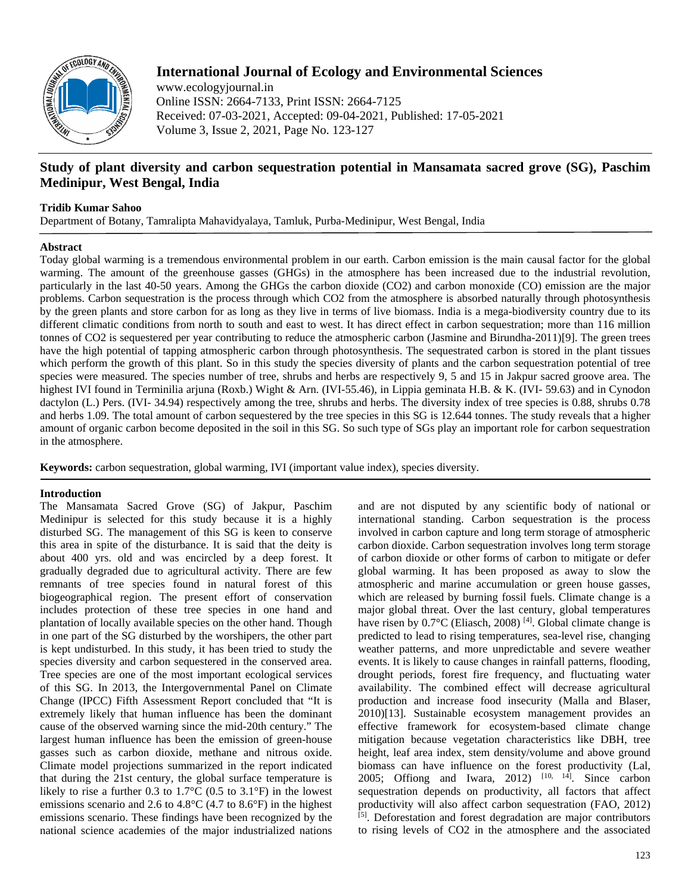# Study of plant diversity and carbon sequestration potential in Mansamata sacred grove (SG), Paschim Medinipur, West Bengal, India

**Tridib Kumar Sahoo**

Department of Botany, Tamralipta Mahavidyalaya, Tamluk, Purba-Medinipur, West Bengal, India

## Abstract

Today global warming is a tremendous environmental problem in our earth. Carbon emission is the main causal factor for the global warming. The amount of the greenhouse gasses (GHGs) in the atmosphere has been increased due to the industrial revolution, particularly in the last 40-50 years. Among the GHGs the carbon dioxide (CO2) and carbon monoxide (CO) emission are the major problems. Carbon sequestration is the process through which CO2 from the atmosphere is absorbed naturally through photosynthesis by the green plants and store carbon for as long as they live in terms of live biomass. India is a mega-biodiversity country due to its different climatic conditions from north to south and east to west. It has direct effect in carbon sequestration; more than 116 million tonnes of CO2 is sequestered per year contributing to reduce the atmospheric carbon (Jasmine and Birundha-2011)[9]. The green trees have the high potential of tapping atmospheric carbon through photosynthesis. The sequestrated carbon is stored in the plant tissues which perform the growth of this plant. So in this study the species diversity of plants and the carbon sequestration potential of tree species were measured. The species number of tree, shrubs and herbs are respectively 9, 5 and 15 in Jakpur sacred groove area. The highest IVI found in Terminilia arjuna (Roxb.) Wight & Arn. (IVI-55.46), in Lippia geminata H.B. & K. (IVI- 59.63) and in Cynodon dactylon (L.) Pers. (IVI- 34.94) respectively among the tree, shrubs and herbs. The diversity index of tree species is 0.88, shrubs 0.78 and herbs 1.09. The total amount of carbon sequestered by the tree species in this SG is 12.644 tonnes. The study reveals that a higher amount of organic carbon become deposited in the soil in this SG. So such type of SGs play an important role for carbon sequestration in the atmosphere.

**Keywords:** carbon sequestration, global warming, IVI (important value index), species diversity.

## Introduction

The Mansamata Sacred Grove (SG) of Jakpur, Paschim Medinipur is selected for this study because it is a highly disturbed SG. The management of this SG is keen to conserve this area in spite of the disturbance. It is said that the deity is about 400 yrs. old and was encircled by a deep forest. It gradually degraded due to agricultural activity. There are few remnants of tree species found in natural forest of this biogeographical region. The present effort of conservation includes protection of these tree species in one hand and plantation of locally available species on the other hand. Though in one part of the SG disturbed by the worshipers, the other part is kept undisturbed. In this study, it has been tried to study the species diversity and carbon sequestered in the conserved area. Tree species are one of the most important ecological services of this SG. In 2013, the Intergovernmental Panel on Climate Change (IPCC) Fifth Assessment Report concluded that "It is extremely likely that human influence has been the dominant cause of the observed warning since the mid-20th century." The largest human influence has been the emission of green-house gasses such as carbon dioxide, methane and nitrous oxide. Climate model projections summarized in the report indicated that during the 21st century, the global surface temperature is likely to rise a further 0.3 to 1.7°C (0.5 to 3.1°F) in the lowest emissions scenario and 2.6 to 4.8°C (4.7 to 8.6°F) in the highest emissions scenario. These findings have been recognized by the national science academies of the major industrialized nations and are not disputed by any scientific body of national or international standing. Carbon sequestration is the process involved in carbon capture and long term storage of atmospheric carbon dioxide. Carbon sequestration involves long term storage of carbon dioxide or other forms of carbon to mitigate or defer global warming. It has been proposed as away to slow the atmospheric and marine accumulation or green house gasses, which are released by burning fossil fuels. Climate change is a major global threat. Over the last century, global temperatures have risen by 0.7°C (Eliasch, 2008) [4]. Global climate change is predicted to lead to rising temperatures, sea-level rise, changing weather patterns, and more unpredictable and severe weather events. It is likely to cause changes in rainfall patterns, flooding, drought periods, forest fire frequency, and fluctuating water availability. The combined effect will decrease agricultural production and increase food insecurity (Malla and Blaser, 2010)[13]. Sustainable ecosystem management provides an effective framework for ecosystem-based climate change mitigation because vegetation characteristics like DBH, tree height, leaf area index, stem density/volume and above ground biomass can have influence on the forest productivity (Lal, 2005; Offiong and Iwara, 2012) [10, 14]. Since carbon sequestration depends on productivity, all factors that affect productivity will also affect carbon sequestration (FAO, 2012) [5]. Deforestation and forest degradation are major contributors to rising levels of CO2 in the atmosphere and the associated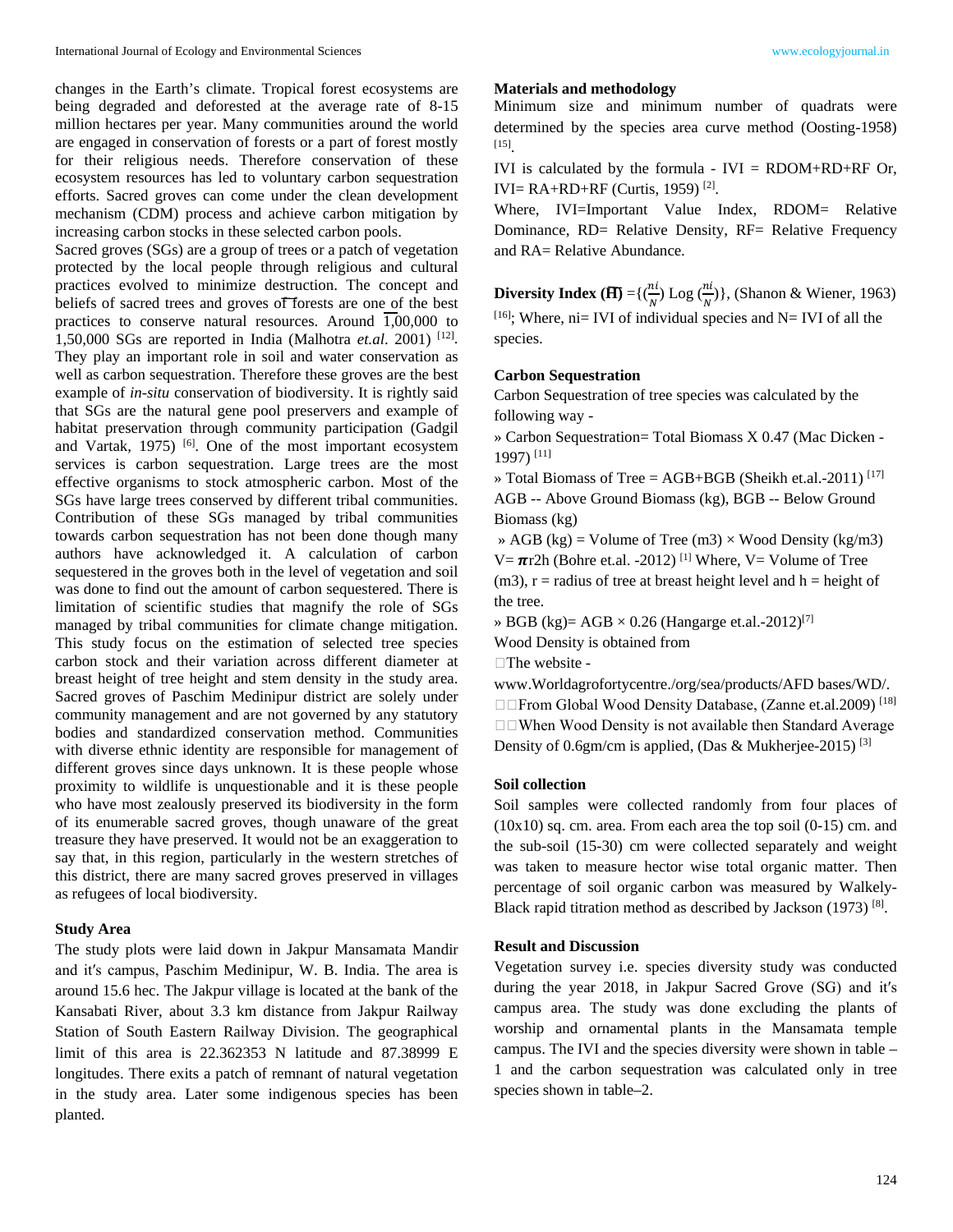changes in the Earth's climate. Tropical forest ecosystems are being degraded and deforested at the average rate of 8-15 million hectares per year. Many communities around the world are engaged in conservation of forests or a part of forest mostly for their religious needs. Therefore conservation of these ecosystem resources has led to voluntary carbon sequestration efforts. Sacred groves can come under the clean development mechanism (CDM) process and achieve carbon mitigation by increasing carbon stocks in these selected carbon pools.

Sacred groves (SGs) are a group of trees or a patch of vegetation protected by the local people through religious and cultural practices evolved to minimize destruction. The concept and beliefs of sacred trees and groves of forests are one of the best practices to conserve natural resources. Around 1,00,000 to 1,50,000 SGs are reported in India (Malhotra *et.al*. 2001) [12]. They play an important role in soil and water conservation as well as carbon sequestration. Therefore these groves are the best example of *in-situ* conservation of biodiversity. It is rightly said that SGs are the natural gene pool preservers and example of habitat preservation through community participation (Gadgil and Vartak, 1975) [6]. One of the most important ecosystem services is carbon sequestration. Large trees are the most effective organisms to stock atmospheric carbon. Most of the SGs have large trees conserved by different tribal communities. Contribution of these SGs managed by tribal communities towards carbon sequestration has not been done though many authors have acknowledged it. A calculation of carbon sequestered in the groves both in the level of vegetation and soil was done to find out the amount of carbon sequestered. There is limitation of scientific studies that magnify the role of SGs managed by tribal communities for climate change mitigation. This study focus on the estimation of selected tree species carbon stock and their variation across different diameter at breast height of tree height and stem density in the study area. Sacred groves of Paschim Medinipur district are solely under community management and are not governed by any statutory bodies and standardized conservation method. Communities with diverse ethnic identity are responsible for management of different groves since days unknown. It is these people whose proximity to wildlife is unquestionable and it is these people who have most zealously preserved its biodiversity in the form of its enumerable sacred groves, though unaware of the great treasure they have preserved. It would not be an exaggeration to say that, in this region, particularly in the western stretches of this district, there are many sacred groves preserved in villages as refugees of local biodiversity.

### Study Area

The study plots were laid down in Jakpur Mansamata Mandir and it′s campus, Paschim Medinipur, W. B. India. The area is around 15.6 hec. The Jakpur village is located at the bank of the Kansabati River, about 3.3 km distance from Jakpur Railway Station of South Eastern Railway Division. The geographical limit of this area is 22.362353 N latitude and 87.38999 E longitudes. There exits a patch of remnant of natural vegetation in the study area. Later some indigenous species has been planted.

### Materials and methodology

Minimum size and minimum number of quadrats were determined by the species area curve method (Oosting-1958) [15].

IVI is calculated by the formula - IVI = RDOM+RD+RF Or, IVI= RA+RD+RF (Curtis, 1959) [2].

Where, IVI=Important Value Index, RDOM= Relative Dominance, RD= Relative Density, RF= Relative Frequency and RA= Relative Abundance.

**Diversity Index ($\bar{H}$)** $=\{(\frac{ni}{N})\ \mathrm{Log}\ (\frac{ni}{N})\}$, (Shanon & Wiener, 1963) [16]; Where, ni= IVI of individual species and N= IVI of all the species.

### Carbon Sequestration

Carbon Sequestration of tree species was calculated by the following way -

» Carbon Sequestration= Total Biomass X 0.47 (Mac Dicken - 1997) [11]

» Total Biomass of Tree = AGB+BGB (Sheikh et.al.-2011) [17]

AGB -- Above Ground Biomass (kg), BGB -- Below Ground Biomass (kg)

» AGB (kg) = Volume of Tree (m3) × Wood Density (kg/m3)

V= $\pi$r2h (Bohre et.al. -2012) [1] Where, V= Volume of Tree (m3), r = radius of tree at breast height level and h = height of the tree.

» BGB (kg)= AGB × 0.26 (Hangarge et.al.-2012)[7]

Wood Density is obtained from

- The website - www.Worldagrofortycentre./org/sea/products/AFD bases/WD/.
- From Global Wood Density Database, (Zanne et.al.2009) [18]
- When Wood Density is not available then Standard Average Density of 0.6gm/cm is applied, (Das & Mukherjee-2015) [3]

### Soil collection

Soil samples were collected randomly from four places of (10x10) sq. cm. area. From each area the top soil (0-15) cm. and the sub-soil (15-30) cm were collected separately and weight was taken to measure hector wise total organic matter. Then percentage of soil organic carbon was measured by Walkely-Black rapid titration method as described by Jackson (1973) [8].

### Result and Discussion

Vegetation survey i.e. species diversity study was conducted during the year 2018, in Jakpur Sacred Grove (SG) and it′s campus area. The study was done excluding the plants of worship and ornamental plants in the Mansamata temple campus. The IVI and the species diversity were shown in table – 1 and the carbon sequestration was calculated only in tree species shown in table–2.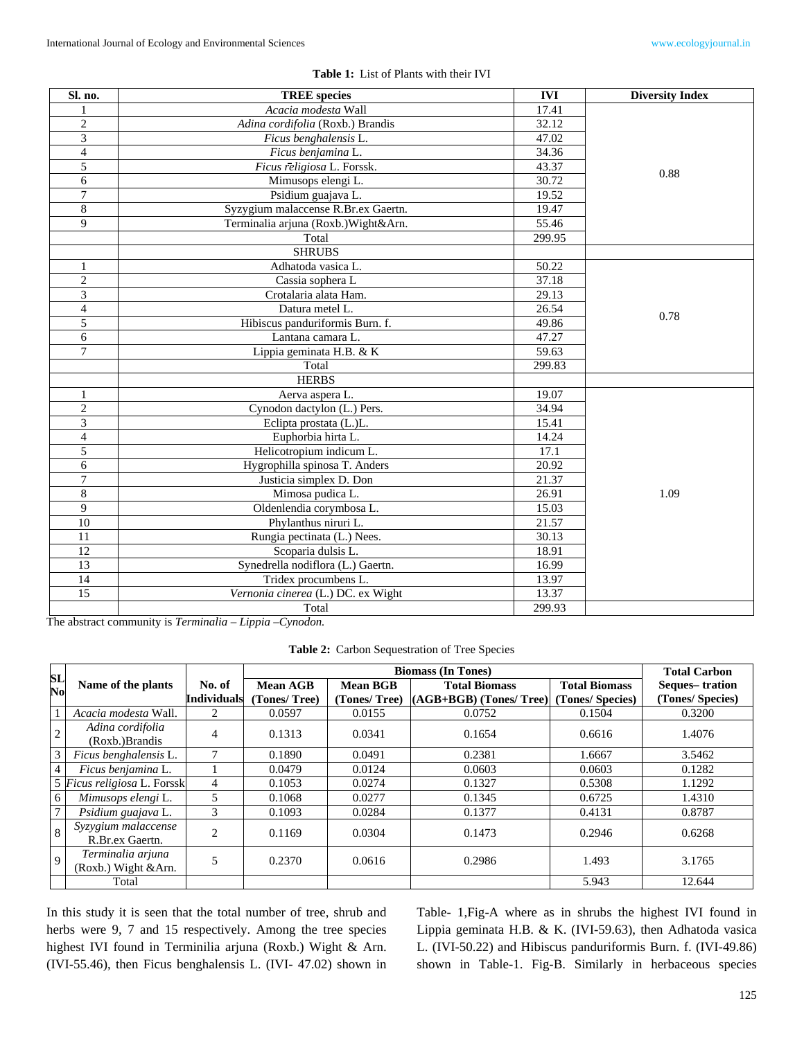**Table 1:** List of Plants with their IVI

| Sl. no. | TREE species | IVI | Diversity Index |
|---|---|---|---|
| 1 | *Acacia modesta* Wall | 17.41 | 0.88 |
| 2 | *Adina cordifolia* (Roxb.) Brandis | 32.12 | |
| 3 | *Ficus benghalensis* L. | 47.02 | |
| 4 | *Ficus benjamina* L. | 34.36 | |
| 5 | *Ficus r̄eligiosa* L. Forssk. | 43.37 | |
| 6 | Mimusops elengi L. | 30.72 | |
| 7 | Psidium guajava L. | 19.52 | |
| 8 | Syzygium malaccense R.Br.ex Gaertn. | 19.47 | |
| 9 | Terminalia arjuna (Roxb.)Wight&Arn. | 55.46 | |
| | Total | 299.95 | |
| | SHRUBS | | |
| 1 | Adhatoda vasica L. | 50.22 | 0.78 |
| 2 | Cassia sophera L | 37.18 | |
| 3 | Crotalaria alata Ham. | 29.13 | |
| 4 | Datura metel L. | 26.54 | |
| 5 | Hibiscus panduriformis Burn. f. | 49.86 | |
| 6 | Lantana camara L. | 47.27 | |
| 7 | Lippia geminata H.B. & K | 59.63 | |
| | Total | 299.83 | |
| | HERBS | | |
| 1 | Aerva aspera L. | 19.07 | 1.09 |
| 2 | Cynodon dactylon (L.) Pers. | 34.94 | |
| 3 | Eclipta prostata (L.)L. | 15.41 | |
| 4 | Euphorbia hirta L. | 14.24 | |
| 5 | Helicotropium indicum L. | 17.1 | |
| 6 | Hygrophilla spinosa T. Anders | 20.92 | |
| 7 | Justicia simplex D. Don | 21.37 | |
| 8 | Mimosa pudica L. | 26.91 | |
| 9 | Oldenlendia corymbosa L. | 15.03 | |
| 10 | Phylanthus niruri L. | 21.57 | |
| 11 | Rungia pectinata (L.) Nees. | 30.13 | |
| 12 | Scoparia dulsis L. | 18.91 | |
| 13 | Synedrella nodiflora (L.) Gaertn. | 16.99 | |
| 14 | Tridex procumbens L. | 13.97 | |
| 15 | *Vernonia cinerea* (L.) DC. ex Wight | 13.37 | |
| | Total | 299.93 | |

The abstract community is *Terminalia – Lippia –Cynodon.*

**Table 2:** Carbon Sequestration of Tree Species

| SL No | Name of the plants | No. of Individuals | Biomass (In Tones) | | | | Total Carbon Seques– tration (Tones/ Species) |
|---|---|---|---|---|---|---|---|
| | | | Mean AGB (Tones/ Tree) | Mean BGB (Tones/ Tree) | Total Biomass (AGB+BGB) (Tones/ Tree) | Total Biomass (Tones/ Species) | |
| 1 | *Acacia modesta* Wall. | 2 | 0.0597 | 0.0155 | 0.0752 | 0.1504 | 0.3200 |
| 2 | *Adina cordifolia* (Roxb.)Brandis | 4 | 0.1313 | 0.0341 | 0.1654 | 0.6616 | 1.4076 |
| 3 | *Ficus benghalensis* L. | 7 | 0.1890 | 0.0491 | 0.2381 | 1.6667 | 3.5462 |
| 4 | *Ficus benjamina* L. | 1 | 0.0479 | 0.0124 | 0.0603 | 0.0603 | 0.1282 |
| 5 | *Ficus religiosa* L. Forssk | 4 | 0.1053 | 0.0274 | 0.1327 | 0.5308 | 1.1292 |
| 6 | *Mimusops elengi* L. | 5 | 0.1068 | 0.0277 | 0.1345 | 0.6725 | 1.4310 |
| 7 | *Psidium guajava* L. | 3 | 0.1093 | 0.0284 | 0.1377 | 0.4131 | 0.8787 |
| 8 | *Syzygium malaccense* R.Br.ex Gaertn. | 2 | 0.1169 | 0.0304 | 0.1473 | 0.2946 | 0.6268 |
| 9 | *Terminalia arjuna* (Roxb.) Wight &Arn. | 5 | 0.2370 | 0.0616 | 0.2986 | 1.493 | 3.1765 |
| | Total | | | | | 5.943 | 12.644 |

In this study it is seen that the total number of tree, shrub and herbs were 9, 7 and 15 respectively. Among the tree species highest IVI found in Terminilia arjuna (Roxb.) Wight & Arn. (IVI-55.46), then Ficus benghalensis L. (IVI- 47.02) shown in Table- 1,Fig-A where as in shrubs the highest IVI found in Lippia geminata H.B. & K. (IVI-59.63), then Adhatoda vasica L. (IVI-50.22) and Hibiscus panduriformis Burn. f. (IVI-49.86) shown in Table-1. Fig-B. Similarly in herbaceous species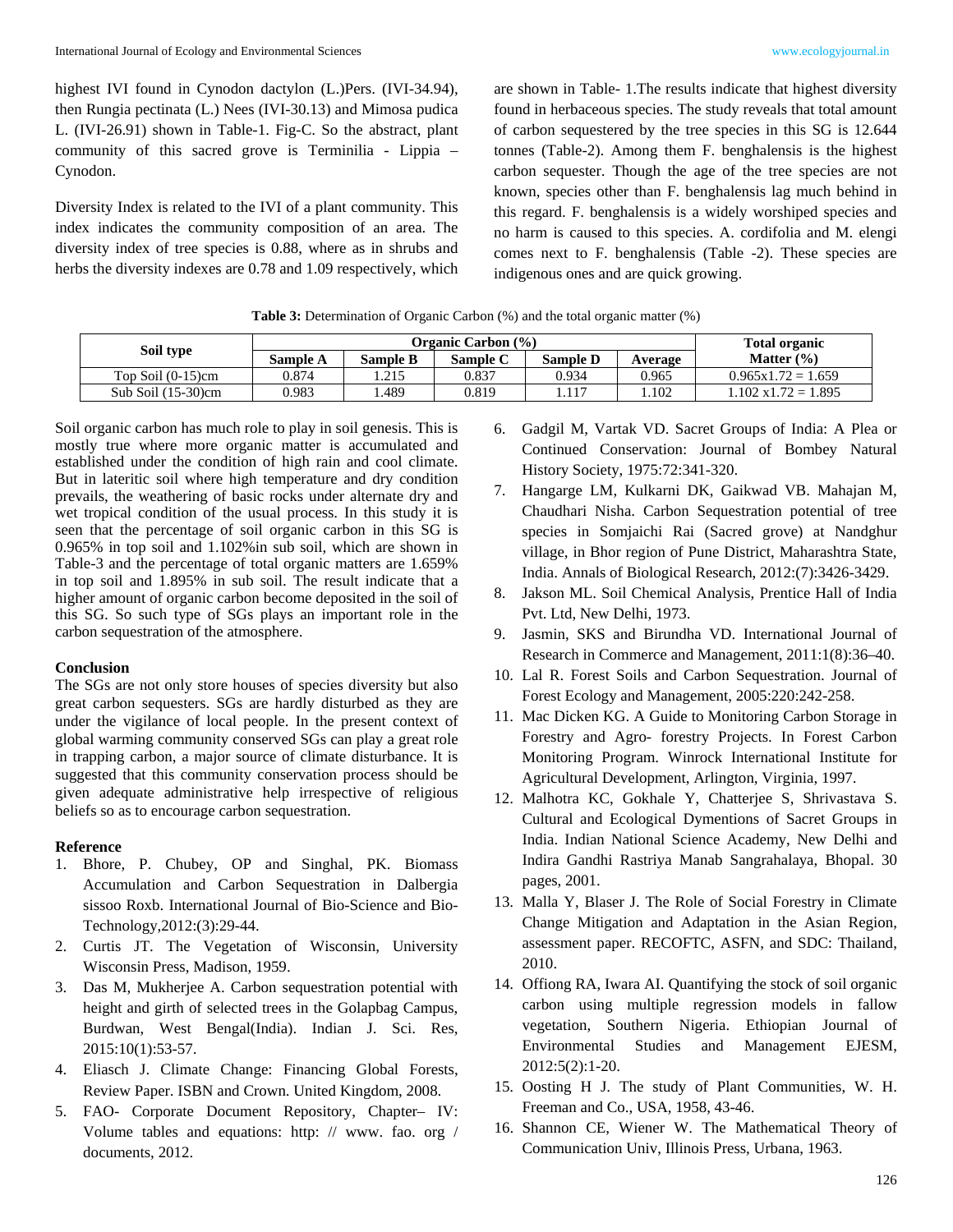highest IVI found in Cynodon dactylon (L.)Pers. (IVI-34.94), then Rungia pectinata (L.) Nees (IVI-30.13) and Mimosa pudica L. (IVI-26.91) shown in Table-1. Fig-C. So the abstract, plant community of this sacred grove is Terminilia - Lippia – Cynodon.

Diversity Index is related to the IVI of a plant community. This index indicates the community composition of an area. The diversity index of tree species is 0.88, where as in shrubs and herbs the diversity indexes are 0.78 and 1.09 respectively, which are shown in Table- 1.The results indicate that highest diversity found in herbaceous species. The study reveals that total amount of carbon sequestered by the tree species in this SG is 12.644 tonnes (Table-2). Among them F. benghalensis is the highest carbon sequester. Though the age of the tree species are not known, species other than F. benghalensis lag much behind in this regard. F. benghalensis is a widely worshiped species and no harm is caused to this species. A. cordifolia and M. elengi comes next to F. benghalensis (Table -2). These species are indigenous ones and are quick growing.

**Table 3:** Determination of Organic Carbon (%) and the total organic matter (%)

| Soil type | Organic Carbon (%) | | | | | Total organic Matter (%) |
|---|---|---|---|---|---|---|
| | Sample A | Sample B | Sample C | Sample D | Average | |
| Top Soil (0-15)cm | 0.874 | 1.215 | 0.837 | 0.934 | 0.965 | 0.965x1.72 = 1.659 |
| Sub Soil (15-30)cm | 0.983 | 1.489 | 0.819 | 1.117 | 1.102 | 1.102 x1.72 = 1.895 |

Soil organic carbon has much role to play in soil genesis. This is mostly true where more organic matter is accumulated and established under the condition of high rain and cool climate. But in lateritic soil where high temperature and dry condition prevails, the weathering of basic rocks under alternate dry and wet tropical condition of the usual process. In this study it is seen that the percentage of soil organic carbon in this SG is 0.965% in top soil and 1.102%in sub soil, which are shown in Table-3 and the percentage of total organic matters are 1.659% in top soil and 1.895% in sub soil. The result indicate that a higher amount of organic carbon become deposited in the soil of this SG. So such type of SGs plays an important role in the carbon sequestration of the atmosphere.

## Conclusion

The SGs are not only store houses of species diversity but also great carbon sequesters. SGs are hardly disturbed as they are under the vigilance of local people. In the present context of global warming community conserved SGs can play a great role in trapping carbon, a major source of climate disturbance. It is suggested that this community conservation process should be given adequate administrative help irrespective of religious beliefs so as to encourage carbon sequestration.

## Reference

1. Bhore, P. Chubey, OP and Singhal, PK. Biomass Accumulation and Carbon Sequestration in Dalbergia sissoo Roxb. International Journal of Bio-Science and Bio-Technology,2012:(3):29-44.
2. Curtis JT. The Vegetation of Wisconsin, University Wisconsin Press, Madison, 1959.
3. Das M, Mukherjee A. Carbon sequestration potential with height and girth of selected trees in the Golapbag Campus, Burdwan, West Bengal(India). Indian J. Sci. Res, 2015:10(1):53-57.
4. Eliasch J. Climate Change: Financing Global Forests, Review Paper. ISBN and Crown. United Kingdom, 2008.
5. FAO- Corporate Document Repository, Chapter– IV: Volume tables and equations: http: // www. fao. org / documents, 2012.
6. Gadgil M, Vartak VD. Sacret Groups of India: A Plea or Continued Conservation: Journal of Bombey Natural History Society, 1975:72:341-320.
7. Hangarge LM, Kulkarni DK, Gaikwad VB. Mahajan M, Chaudhari Nisha. Carbon Sequestration potential of tree species in Somjaichi Rai (Sacred grove) at Nandghur village, in Bhor region of Pune District, Maharashtra State, India. Annals of Biological Research, 2012:(7):3426-3429.
8. Jakson ML. Soil Chemical Analysis, Prentice Hall of India Pvt. Ltd, New Delhi, 1973.
9. Jasmin, SKS and Birundha VD. International Journal of Research in Commerce and Management, 2011:1(8):36–40.
10. Lal R. Forest Soils and Carbon Sequestration. Journal of Forest Ecology and Management, 2005:220:242-258.
11. Mac Dicken KG. A Guide to Monitoring Carbon Storage in Forestry and Agro- forestry Projects. In Forest Carbon Monitoring Program. Winrock International Institute for Agricultural Development, Arlington, Virginia, 1997.
12. Malhotra KC, Gokhale Y, Chatterjee S, Shrivastava S. Cultural and Ecological Dymentions of Sacret Groups in India. Indian National Science Academy, New Delhi and Indira Gandhi Rastriya Manab Sangrahalaya, Bhopal. 30 pages, 2001.
13. Malla Y, Blaser J. The Role of Social Forestry in Climate Change Mitigation and Adaptation in the Asian Region, assessment paper. RECOFTC, ASFN, and SDC: Thailand, 2010.
14. Offiong RA, Iwara AI. Quantifying the stock of soil organic carbon using multiple regression models in fallow vegetation, Southern Nigeria. Ethiopian Journal of Environmental Studies and Management EJESM, 2012:5(2):1-20.
15. Oosting H J. The study of Plant Communities, W. H. Freeman and Co., USA, 1958, 43-46.
16. Shannon CE, Wiener W. The Mathematical Theory of Communication Univ, Illinois Press, Urbana, 1963.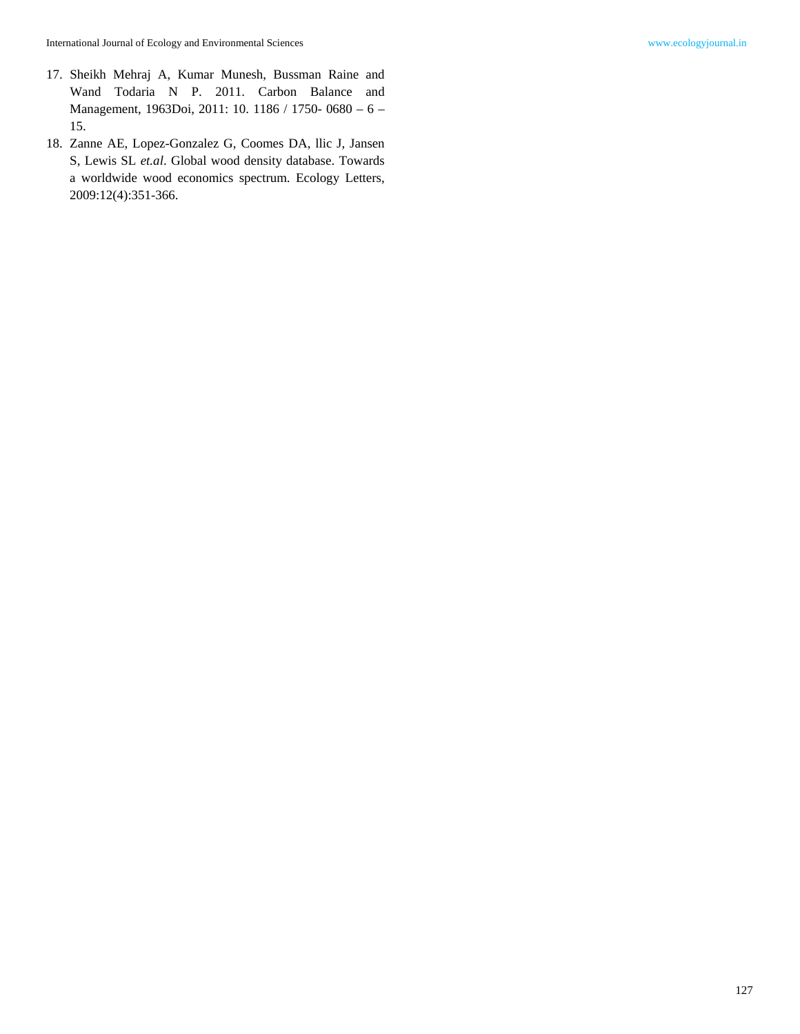17. Sheikh Mehraj A, Kumar Munesh, Bussman Raine and Wand Todaria N P. 2011. Carbon Balance and Management, 1963Doi, 2011: 10. 1186 / 1750- 0680 – 6 – 15.
18. Zanne AE, Lopez-Gonzalez G, Coomes DA, llic J, Jansen S, Lewis SL *et.al*. Global wood density database. Towards a worldwide wood economics spectrum. Ecology Letters, 2009:12(4):351-366.